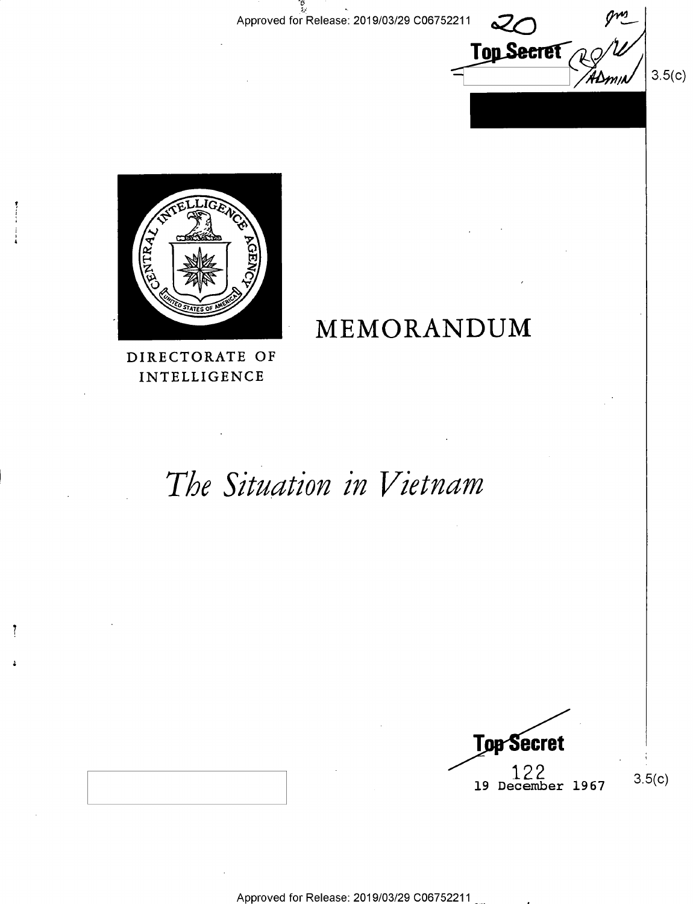Approved for Release: 2019/03/29 C06752211

**Top Secret**

3.5(c)

DIRECTORATE OF INTELLIGENCE

# MEMORANDUM

# *The Situation in Vietnam*

**Top Secret**

122

19 December 1967

3.5(c)

Approved for Release: 2019/03/29 C06752211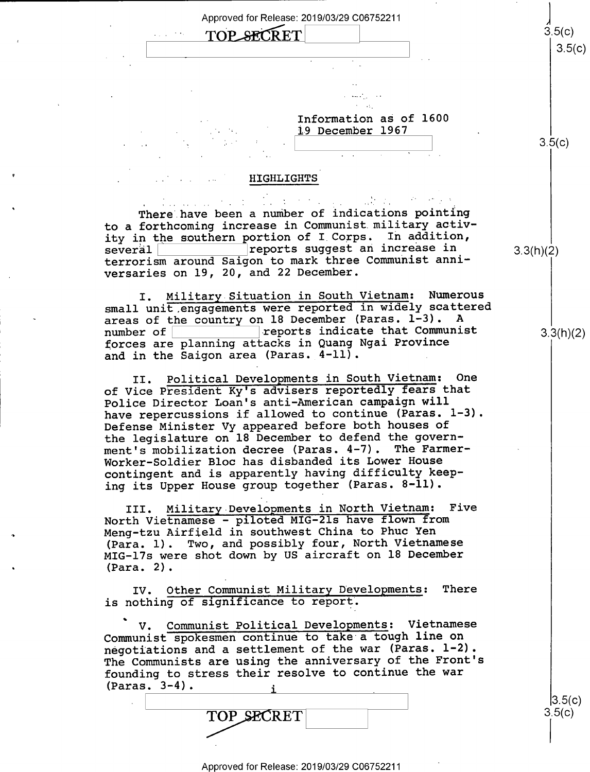Information as of 1600
19 December 1967

## HIGHLIGHTS

There have been a number of indications pointing to a forthcoming increase in Communist military activity in the southern portion of I Corps. In addition, several [redacted] reports suggest an increase in terrorism around Saigon to mark three Communist anniversaries on 19, 20, and 22 December.

I. Military Situation in South Vietnam: Numerous small unit engagements were reported in widely scattered areas of the country on 18 December (Paras. 1-3). A number of [redacted] reports indicate that Communist forces are planning attacks in Quang Ngai Province and in the Saigon area (Paras. 4-11).

II. Political Developments in South Vietnam: One of Vice President Ky's advisers reportedly fears that Police Director Loan's anti-American campaign will have repercussions if allowed to continue (Paras. 1-3). Defense Minister Vy appeared before both houses of the legislature on 18 December to defend the government's mobilization decree (Paras. 4-7). The Farmer-Worker-Soldier Bloc has disbanded its Lower House contingent and is apparently having difficulty keeping its Upper House group together (Paras. 8-11).

III. Military Developments in North Vietnam: Five North Vietnamese - piloted MIG-21s have flown from Meng-tzu Airfield in southwest China to Phuc Yen (Para. 1). Two, and possibly four, North Vietnamese MIG-17s were shot down by US aircraft on 18 December (Para. 2).

IV. Other Communist Military Developments: There is nothing of significance to report.

V. Communist Political Developments: Vietnamese Communist spokesmen continue to take a tough line on negotiations and a settlement of the war (Paras. 1-2). The Communists are using the anniversary of the Front's founding to stress their resolve to continue the war (Paras. 3-4).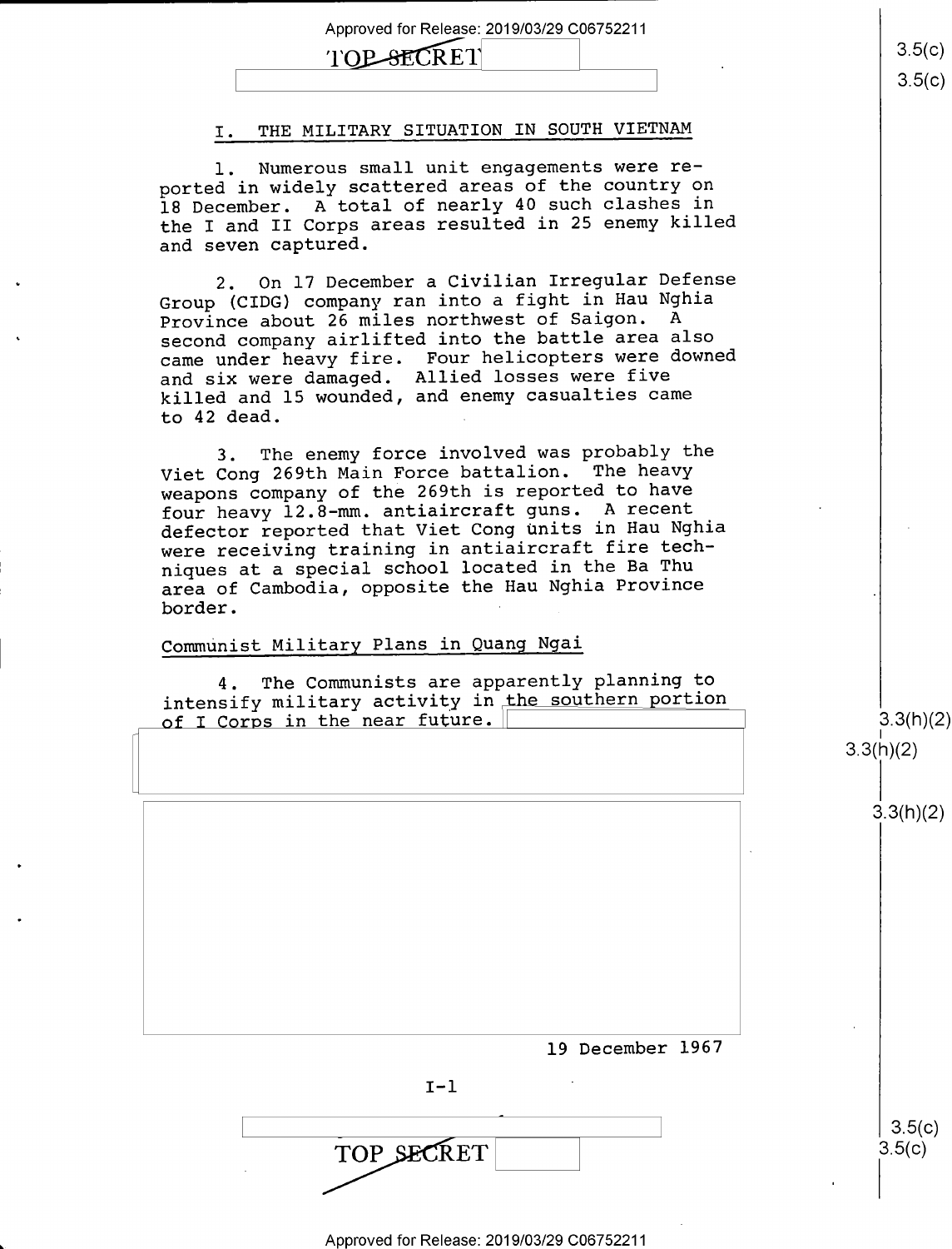## I. THE MILITARY SITUATION IN SOUTH VIETNAM

1. Numerous small unit engagements were reported in widely scattered areas of the country on 18 December. A total of nearly 40 such clashes in the I and II Corps areas resulted in 25 enemy killed and seven captured.

2. On 17 December a Civilian Irregular Defense Group (CIDG) company ran into a fight in Hau Nghia Province about 26 miles northwest of Saigon. A second company airlifted into the battle area also came under heavy fire. Four helicopters were downed and six were damaged. Allied losses were five killed and 15 wounded, and enemy casualties came to 42 dead.

3. The enemy force involved was probably the Viet Cong 269th Main Force battalion. The heavy weapons company of the 269th is reported to have four heavy 12.8-mm. antiaircraft guns. A recent defector reported that Viet Cong units in Hau Nghia were receiving training in antiaircraft fire techniques at a special school located in the Ba Thu area of Cambodia, opposite the Hau Nghia Province border.

### Communist Military Plans in Quang Ngai

4. The Communists are apparently planning to intensify military activity in the southern portion of I Corps in the near future.

19 December 1967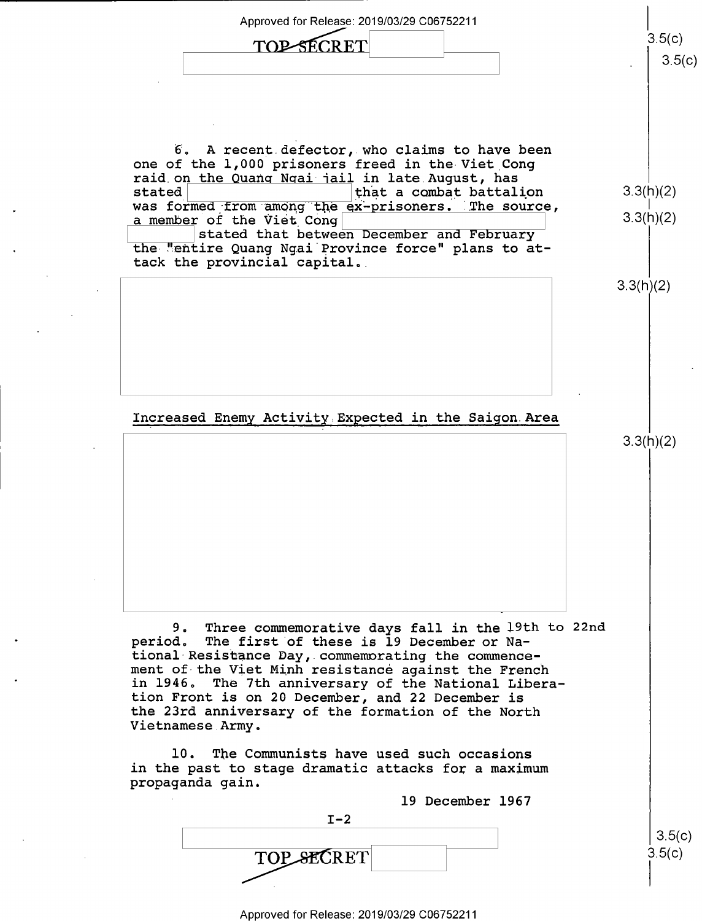6. A recent defector, who claims to have been one of the 1,000 prisoners freed in the Viet Cong raid on the Quang Ngai jail in late August, has stated that a combat battalion was formed from among the ex-prisoners. The source, a member of the Viet Cong stated that between December and February the "entire Quang Ngai Province force" plans to attack the provincial capital.

Increased Enemy Activity Expected in the Saigon Area

9. Three commemorative days fall in the 19th to 22nd period. The first of these is 19 December or National Resistance Day, commemorating the commencement of the Viet Minh resistance against the French in 1946. The 7th anniversary of the National Liberation Front is on 20 December, and 22 December is the 23rd anniversary of the formation of the North Vietnamese Army.

10. The Communists have used such occasions in the past to stage dramatic attacks for a maximum propaganda gain.

19 December 1967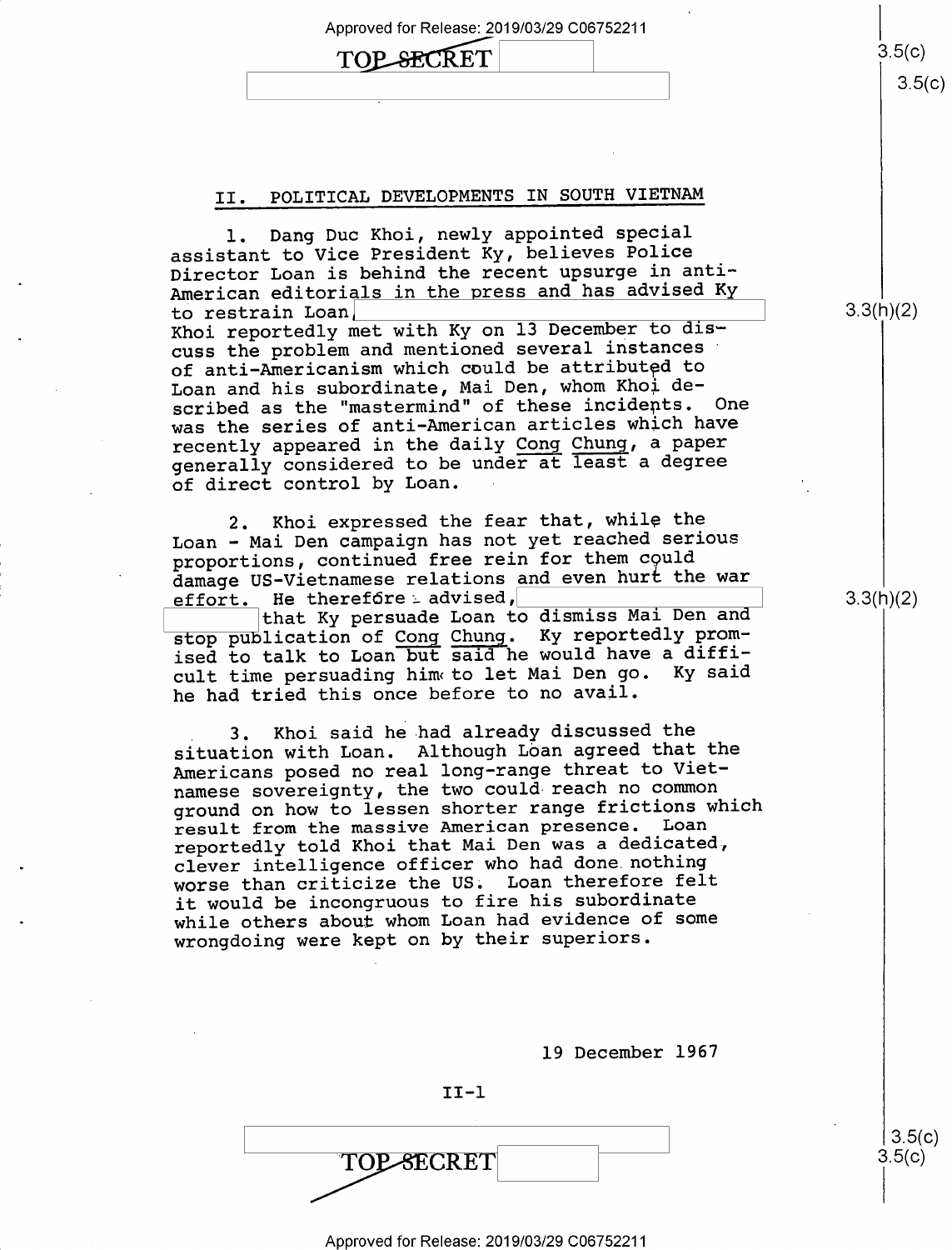## II. POLITICAL DEVELOPMENTS IN SOUTH VIETNAM

1. Dang Duc Khoi, newly appointed special assistant to Vice President Ky, believes Police Director Loan is behind the recent upsurge in anti-American editorials in the press and has advised Ky to restrain Loan. Khoi reportedly met with Ky on 13 December to discuss the problem and mentioned several instances of anti-Americanism which could be attributed to Loan and his subordinate, Mai Den, whom Khoi described as the "mastermind" of these incidents. One was the series of anti-American articles which have recently appeared in the daily Cong Chung, a paper generally considered to be under at least a degree of direct control by Loan.

2. Khoi expressed the fear that, while the Loan - Mai Den campaign has not yet reached serious proportions, continued free rein for them could damage US-Vietnamese relations and even hurt the war effort. He therefore advised, that Ky persuade Loan to dismiss Mai Den and stop publication of Cong Chung. Ky reportedly promised to talk to Loan but said he would have a difficult time persuading him to let Mai Den go. Ky said he had tried this once before to no avail.

3. Khoi said he had already discussed the situation with Loan. Although Loan agreed that the Americans posed no real long-range threat to Vietnamese sovereignty, the two could reach no common ground on how to lessen shorter range frictions which result from the massive American presence. Loan reportedly told Khoi that Mai Den was a dedicated, clever intelligence officer who had done nothing worse than criticize the US. Loan therefore felt it would be incongruous to fire his subordinate while others about whom Loan had evidence of some wrongdoing were kept on by their superiors.

19 December 1967

II-1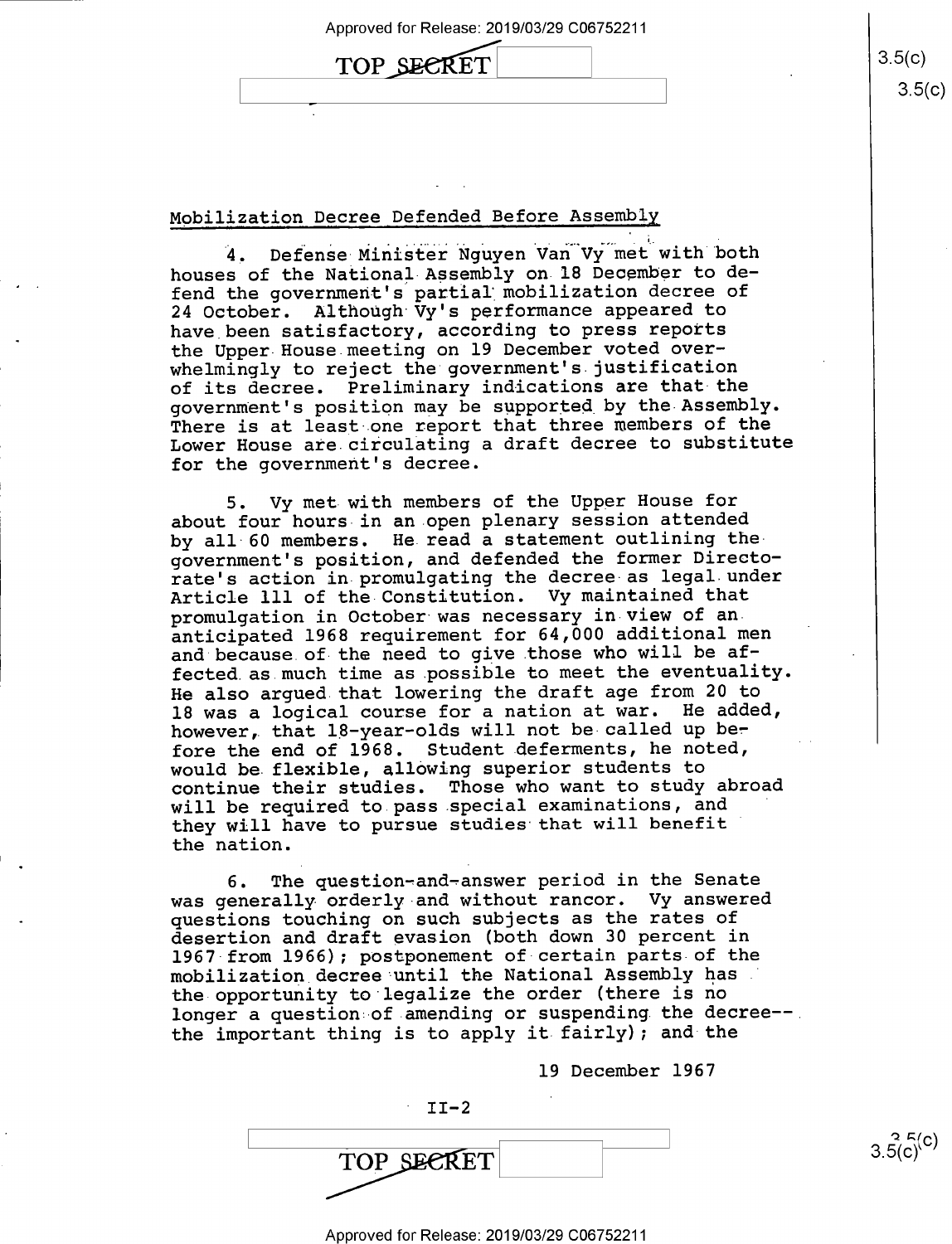## Mobilization Decree Defended Before Assembly

4. Defense Minister Nguyen Van Vy met with both houses of the National Assembly on 18 December to defend the government's partial mobilization decree of 24 October. Although Vy's performance appeared to have been satisfactory, according to press reports the Upper House meeting on 19 December voted overwhelmingly to reject the government's justification of its decree. Preliminary indications are that the government's position may be supported by the Assembly. There is at least one report that three members of the Lower House are circulating a draft decree to substitute for the government's decree.

5. Vy met with members of the Upper House for about four hours in an open plenary session attended by all 60 members. He read a statement outlining the government's position, and defended the former Directorate's action in promulgating the decree as legal under Article 111 of the Constitution. Vy maintained that promulgation in October was necessary in view of an anticipated 1968 requirement for 64,000 additional men and because of the need to give those who will be affected as much time as possible to meet the eventuality. He also argued that lowering the draft age from 20 to 18 was a logical course for a nation at war. He added, however, that 18-year-olds will not be called up before the end of 1968. Student deferments, he noted, would be flexible, allowing superior students to continue their studies. Those who want to study abroad will be required to pass special examinations, and they will have to pursue studies that will benefit the nation.

6. The question-and-answer period in the Senate was generally orderly and without rancor. Vy answered questions touching on such subjects as the rates of desertion and draft evasion (both down 30 percent in 1967 from 1966); postponement of certain parts of the mobilization decree until the National Assembly has the opportunity to legalize the order (there is no longer a question of amending or suspending the decree--the important thing is to apply it fairly); and the

19 December 1967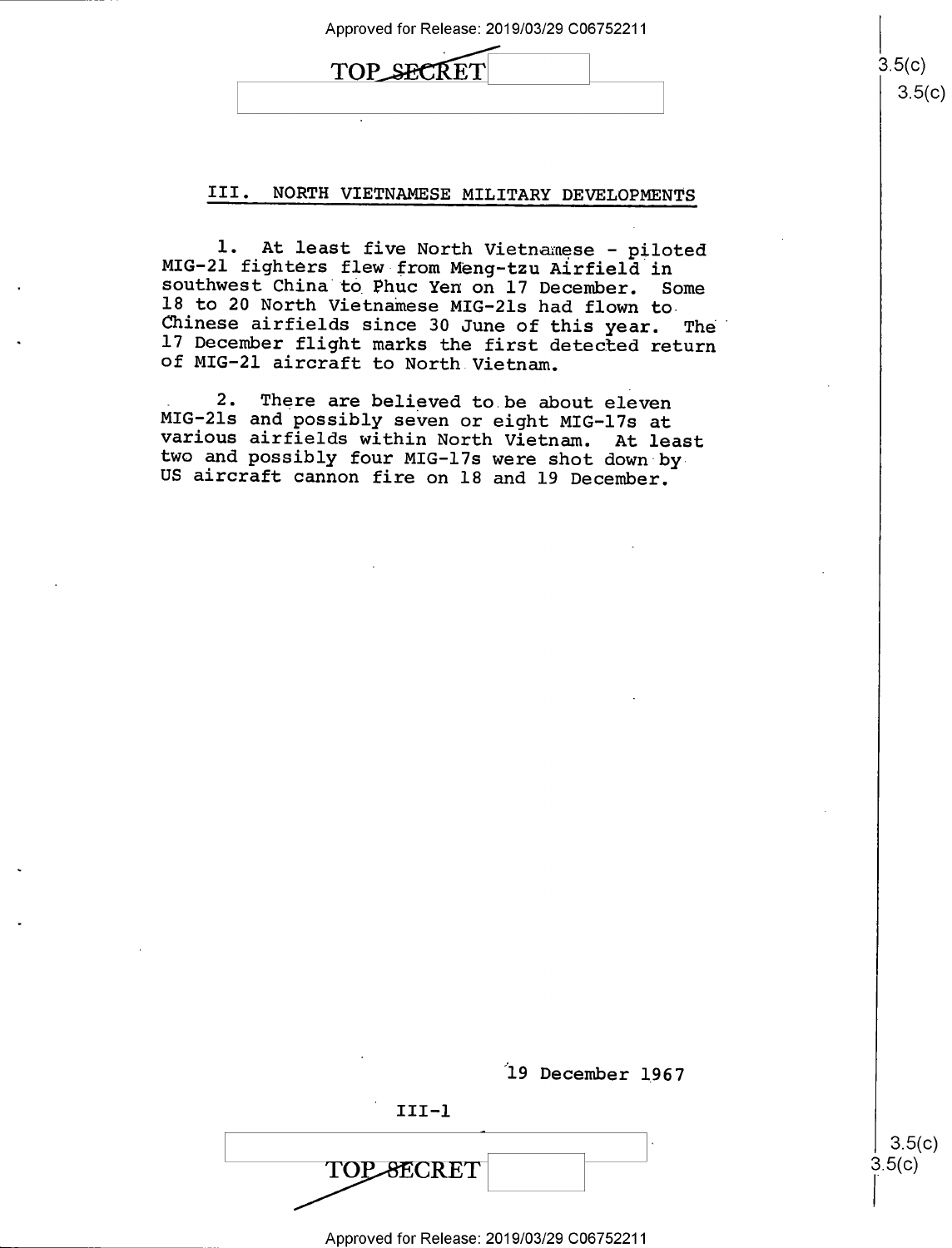## III. NORTH VIETNAMESE MILITARY DEVELOPMENTS

1. At least five North Vietnamese - piloted MIG-21 fighters flew from Meng-tzu Airfield in southwest China to Phuc Yen on 17 December. Some 18 to 20 North Vietnamese MIG-21s had flown to Chinese airfields since 30 June of this year. The 17 December flight marks the first detected return of MIG-21 aircraft to North Vietnam.

2. There are believed to be about eleven MIG-21s and possibly seven or eight MIG-17s at various airfields within North Vietnam. At least two and possibly four MIG-17s were shot down by US aircraft cannon fire on 18 and 19 December.

19 December 1967

III-1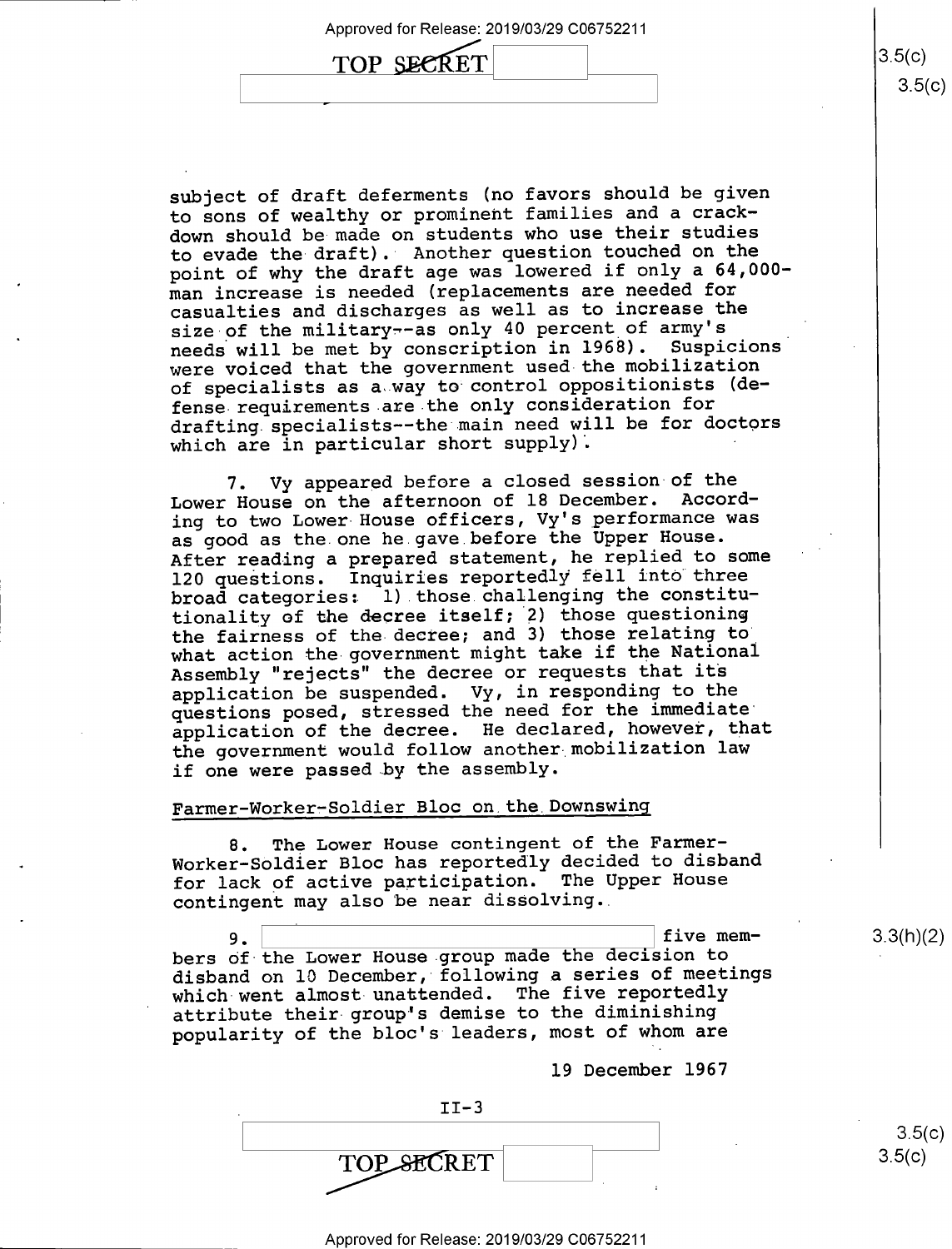subject of draft deferments (no favors should be given to sons of wealthy or prominent families and a crack-down should be made on students who use their studies to evade the draft). Another question touched on the point of why the draft age was lowered if only a 64,000-man increase is needed (replacements are needed for casualties and discharges as well as to increase the size of the military--as only 40 percent of army's needs will be met by conscription in 1968). Suspicions were voiced that the government used the mobilization of specialists as a way to control oppositionists (defense requirements are the only consideration for drafting specialists--the main need will be for doctors which are in particular short supply).

7. Vy appeared before a closed session of the Lower House on the afternoon of 18 December. According to two Lower House officers, Vy's performance was as good as the one he gave before the Upper House. After reading a prepared statement, he replied to some 120 questions. Inquiries reportedly fell into three broad categories: 1) those challenging the constitutionality of the decree itself; 2) those questioning the fairness of the decree; and 3) those relating to what action the government might take if the National Assembly "rejects" the decree or requests that its application be suspended. Vy, in responding to the questions posed, stressed the need for the immediate application of the decree. He declared, however, that the government would follow another mobilization law if one were passed by the assembly.

## Farmer-Worker-Soldier Bloc on the Downswing

8. The Lower House contingent of the Farmer-Worker-Soldier Bloc has reportedly decided to disband for lack of active participation. The Upper House contingent may also be near dissolving.

9. [REDACTED] five members of the Lower House group made the decision to disband on 10 December, following a series of meetings which went almost unattended. The five reportedly attribute their group's demise to the diminishing popularity of the bloc's leaders, most of whom are

19 December 1967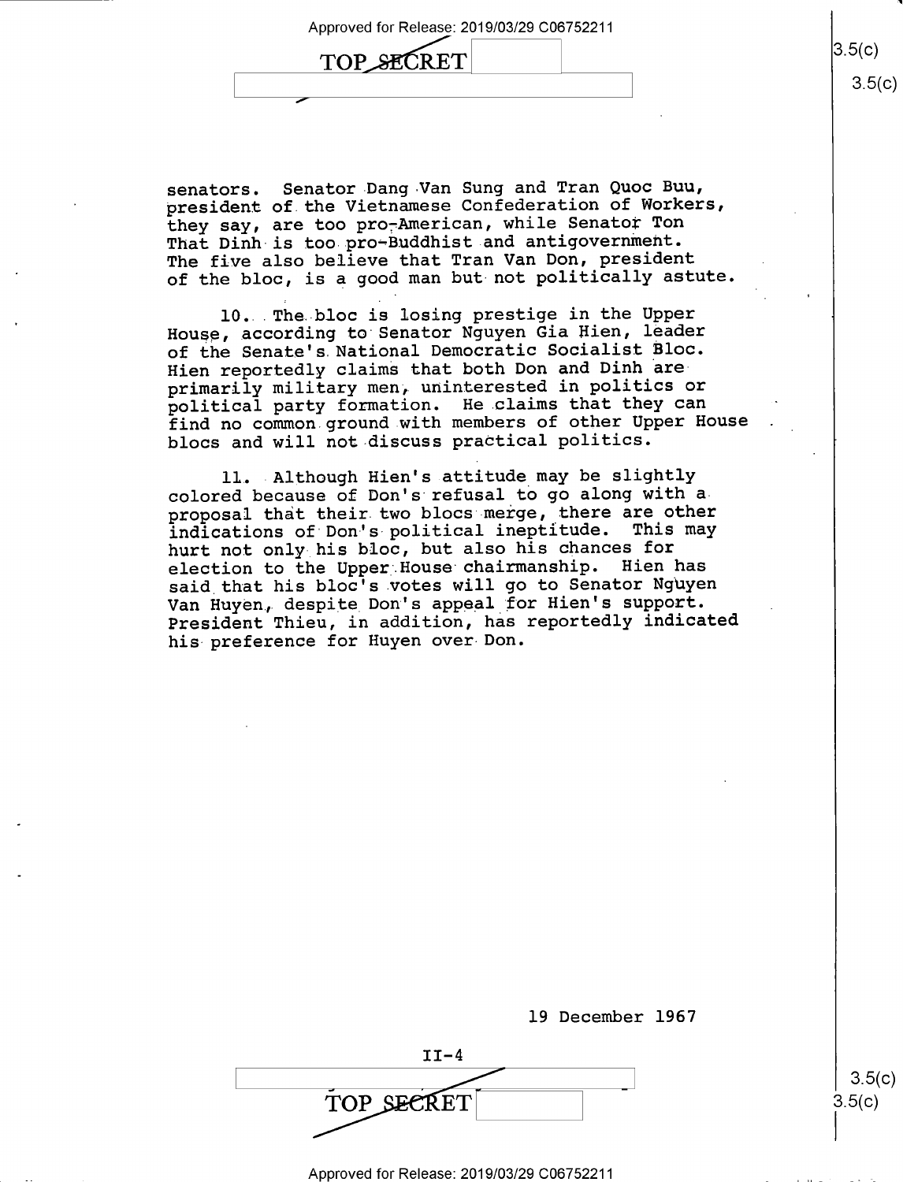senators. Senator Dang Van Sung and Tran Quoc Buu, president of the Vietnamese Confederation of Workers, they say, are too pro-American, while Senator Ton That Dinh is too pro-Buddhist and antigovernment. The five also believe that Tran Van Don, president of the bloc, is a good man but not politically astute.

10. The bloc is losing prestige in the Upper House, according to Senator Nguyen Gia Hien, leader of the Senate's National Democratic Socialist Bloc. Hien reportedly claims that both Don and Dinh are primarily military men, uninterested in politics or political party formation. He claims that they can find no common ground with members of other Upper House blocs and will not discuss practical politics.

11. Although Hien's attitude may be slightly colored because of Don's refusal to go along with a proposal that their two blocs merge, there are other indications of Don's political ineptitude. This may hurt not only his bloc, but also his chances for election to the Upper House chairmanship. Hien has said that his bloc's votes will go to Senator Nguyen Van Huyen, despite Don's appeal for Hien's support. President Thieu, in addition, has reportedly indicated his preference for Huyen over Don.

19 December 1967

II-4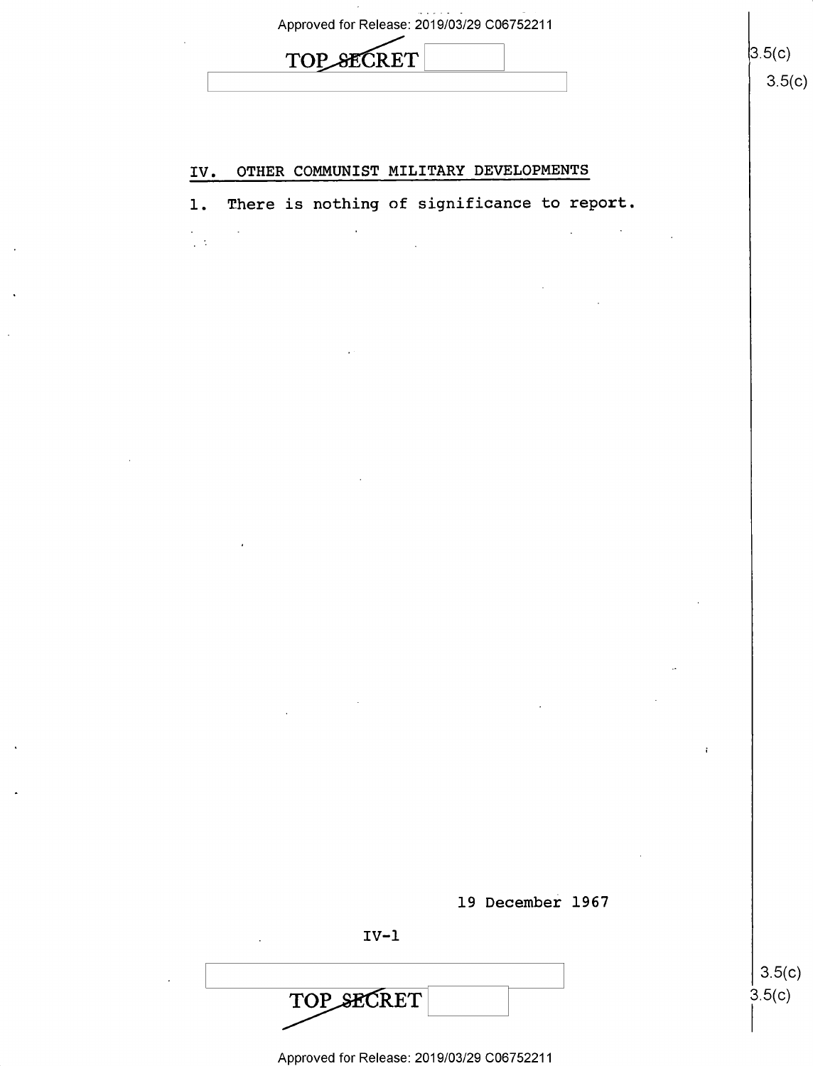## IV. OTHER COMMUNIST MILITARY DEVELOPMENTS

1. There is nothing of significance to report.

19 December 1967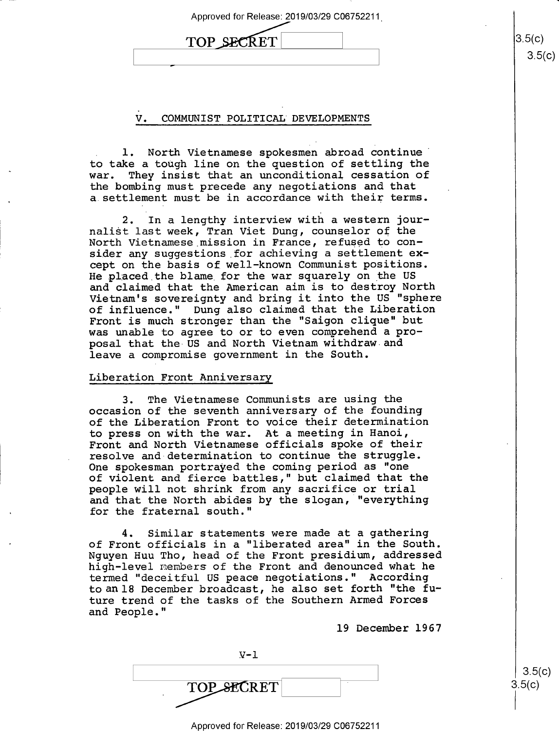## V. COMMUNIST POLITICAL DEVELOPMENTS

1. North Vietnamese spokesmen abroad continue to take a tough line on the question of settling the war. They insist that an unconditional cessation of the bombing must precede any negotiations and that a settlement must be in accordance with their terms.

2. In a lengthy interview with a western journalist last week, Tran Viet Dung, counselor of the North Vietnamese mission in France, refused to consider any suggestions for achieving a settlement except on the basis of well-known Communist positions. He placed the blame for the war squarely on the US and claimed that the American aim is to destroy North Vietnam's sovereignty and bring it into the US "sphere of influence." Dung also claimed that the Liberation Front is much stronger than the "Saigon clique" but was unable to agree to or to even comprehend a proposal that the US and North Vietnam withdraw and leave a compromise government in the South.

### Liberation Front Anniversary

3. The Vietnamese Communists are using the occasion of the seventh anniversary of the founding of the Liberation Front to voice their determination to press on with the war. At a meeting in Hanoi, Front and North Vietnamese officials spoke of their resolve and determination to continue the struggle. One spokesman portrayed the coming period as "one of violent and fierce battles," but claimed that the people will not shrink from any sacrifice or trial and that the North abides by the slogan, "everything for the fraternal south."

4. Similar statements were made at a gathering of Front officials in a "liberated area" in the South. Nguyen Huu Tho, head of the Front presidium, addressed high-level members of the Front and denounced what he termed "deceitful US peace negotiations." According to an 18 December broadcast, he also set forth "the future trend of the tasks of the Southern Armed Forces and People."

19 December 1967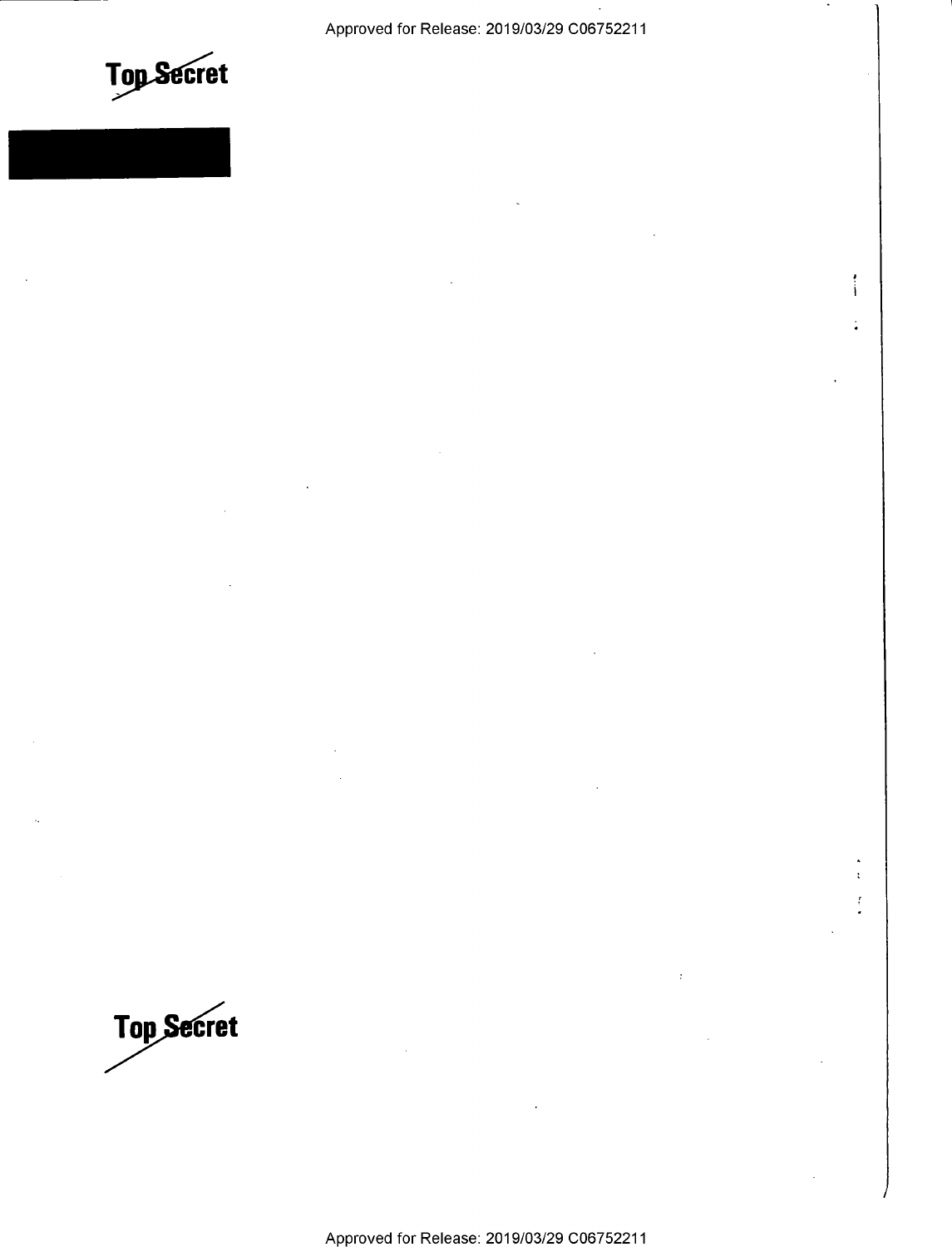Top Secret

Top Secret